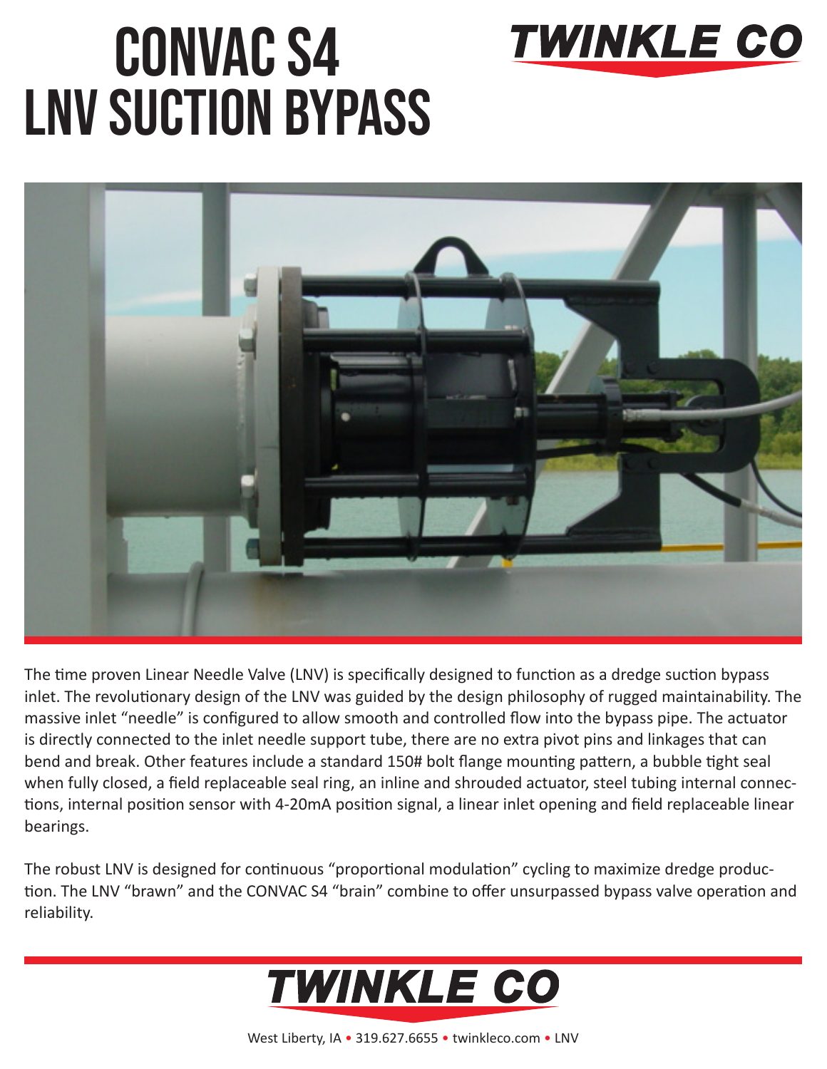# CONVAC S4 LNV SUCTION BYPASS

TWINKLE CO

The time proven Linear Needle Valve (LNV) is specifically designed to function as a dredge suction bypass inlet. The revolutionary design of the LNV was guided by the design philosophy of rugged maintainability. The massive inlet "needle" is configured to allow smooth and controlled flow into the bypass pipe. The actuator is directly connected to the inlet needle support tube, there are no extra pivot pins and linkages that can bend and break. Other features include a standard 150# bolt flange mounting pattern, a bubble tight seal when fully closed, a field replaceable seal ring, an inline and shrouded actuator, steel tubing internal connections, internal position sensor with 4-20mA position signal, a linear inlet opening and field replaceable linear bearings.

The robust LNV is designed for continuous "proportional modulation" cycling to maximize dredge production. The LNV "brawn" and the CONVAC S4 "brain" combine to offer unsurpassed bypass valve operation and reliability.

TWINKLE CO

West Liberty, IA • 319.627.6655 • twinkleco.com • LNV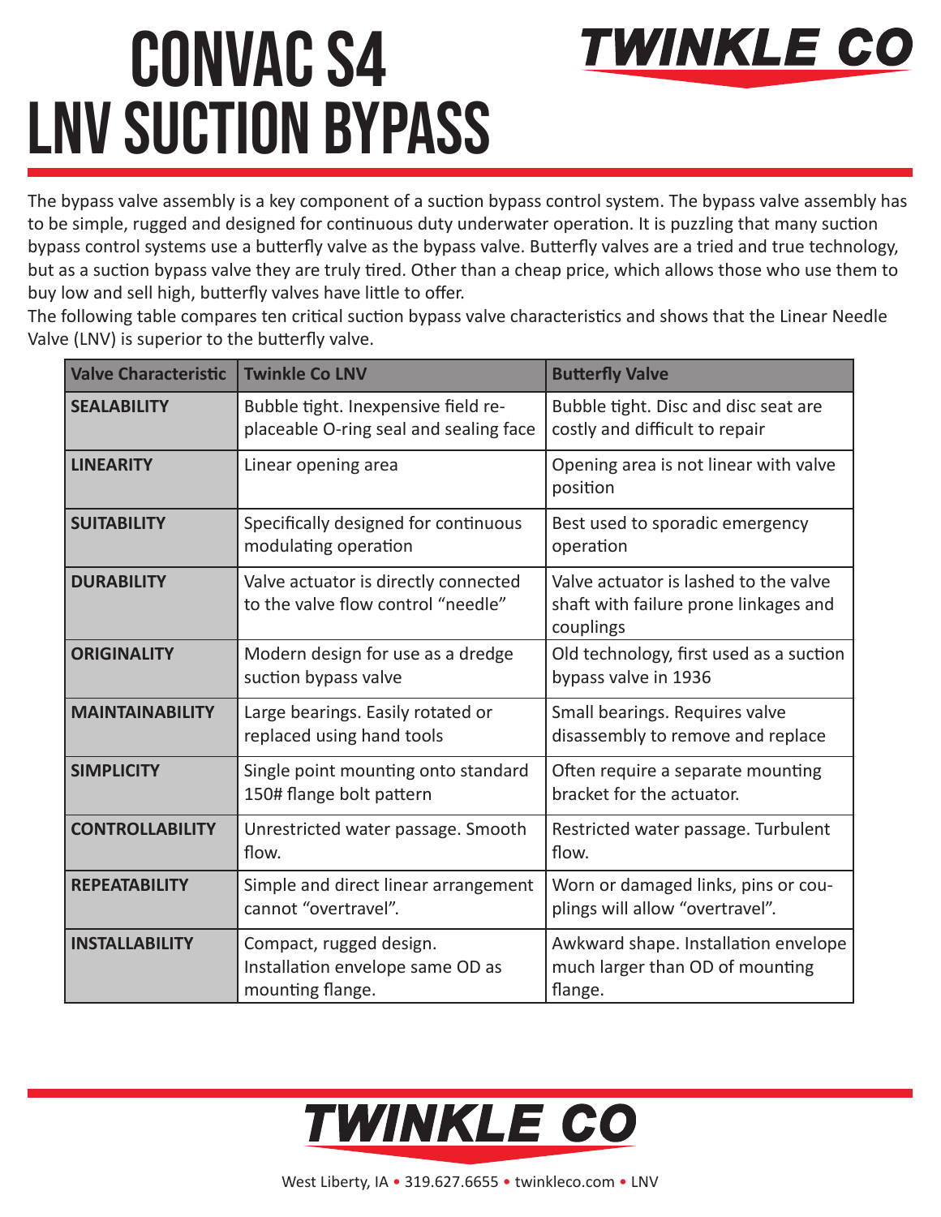# CONVAC S4 LNV SUCTION BYPASS

TWINKLE CO

The bypass valve assembly is a key component of a suction bypass control system. The bypass valve assembly has to be simple, rugged and designed for continuous duty underwater operation. It is puzzling that many suction bypass control systems use a butterfly valve as the bypass valve. Butterfly valves are a tried and true technology, but as a suction bypass valve they are truly tired. Other than a cheap price, which allows those who use them to buy low and sell high, butterfly valves have little to offer.

The following table compares ten critical suction bypass valve characteristics and shows that the Linear Needle Valve (LNV) is superior to the butterfly valve.

| Valve Characteristic | Twinkle Co LNV | Butterfly Valve |
|---|---|---|
| **SEALABILITY** | Bubble tight. Inexpensive field re-placeable O-ring seal and sealing face | Bubble tight. Disc and disc seat are costly and difficult to repair |
| **LINEARITY** | Linear opening area | Opening area is not linear with valve position |
| **SUITABILITY** | Specifically designed for continuous modulating operation | Best used to sporadic emergency operation |
| **DURABILITY** | Valve actuator is directly connected to the valve flow control “needle” | Valve actuator is lashed to the valve shaft with failure prone linkages and couplings |
| **ORIGINALITY** | Modern design for use as a dredge suction bypass valve | Old technology, first used as a suction bypass valve in 1936 |
| **MAINTAINABILITY** | Large bearings. Easily rotated or replaced using hand tools | Small bearings. Requires valve disassembly to remove and replace |
| **SIMPLICITY** | Single point mounting onto standard 150# flange bolt pattern | Often require a separate mounting bracket for the actuator. |
| **CONTROLLABILITY** | Unrestricted water passage. Smooth flow. | Restricted water passage. Turbulent flow. |
| **REPEATABILITY** | Simple and direct linear arrangement cannot “overtravel”. | Worn or damaged links, pins or cou-plings will allow “overtravel”. |
| **INSTALLABILITY** | Compact, rugged design. Installation envelope same OD as mounting flange. | Awkward shape. Installation envelope much larger than OD of mounting flange. |

TWINKLE CO

West Liberty, IA • 319.627.6655 • twinkleco.com • LNV